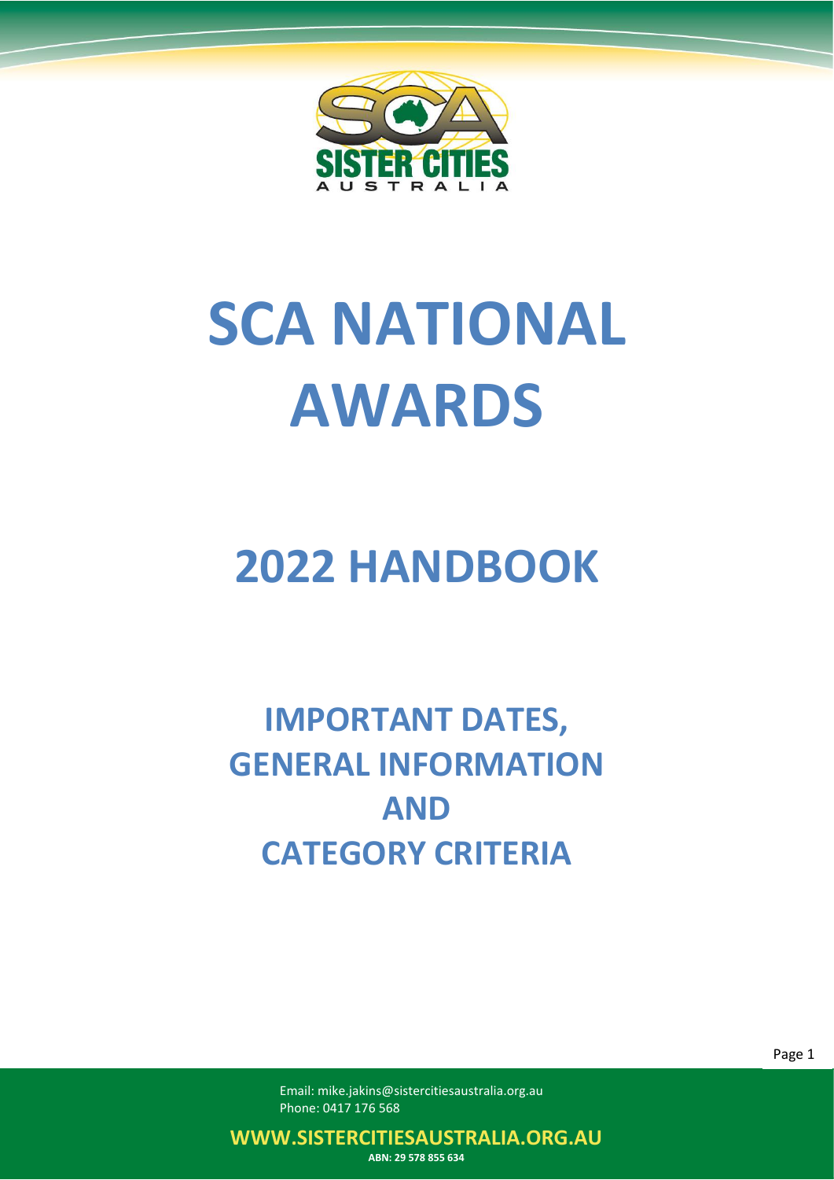# SCA NATIONAL AWARDS

## 2022 HANDBOOK

## IMPORTANT DATES, GENERAL INFORMATION AND CATEGORY CRITERIA

Email: mike.jakins@sistercitiesaustralia.org.au
Phone: 0417 176 568

**WWW.SISTERCITIESAUSTRALIA.ORG.AU**

**ABN: 29 578 855 634**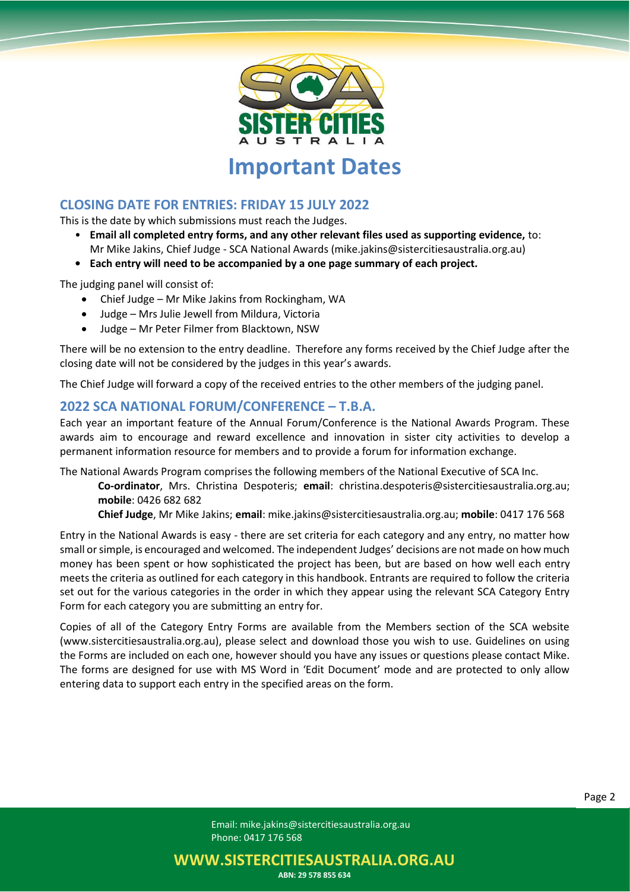# Important Dates

## CLOSING DATE FOR ENTRIES: FRIDAY 15 JULY 2022

This is the date by which submissions must reach the Judges.

- **Email all completed entry forms, and any other relevant files used as supporting evidence,** to: Mr Mike Jakins, Chief Judge - SCA National Awards (mike.jakins@sistercitiesaustralia.org.au)
- **Each entry will need to be accompanied by a one page summary of each project.**

The judging panel will consist of:

- Chief Judge – Mr Mike Jakins from Rockingham, WA
- Judge – Mrs Julie Jewell from Mildura, Victoria
- Judge – Mr Peter Filmer from Blacktown, NSW

There will be no extension to the entry deadline. Therefore any forms received by the Chief Judge after the closing date will not be considered by the judges in this year's awards.

The Chief Judge will forward a copy of the received entries to the other members of the judging panel.

## 2022 SCA NATIONAL FORUM/CONFERENCE – T.B.A.

Each year an important feature of the Annual Forum/Conference is the National Awards Program. These awards aim to encourage and reward excellence and innovation in sister city activities to develop a permanent information resource for members and to provide a forum for information exchange.

The National Awards Program comprises the following members of the National Executive of SCA Inc.

**Co-ordinator**, Mrs. Christina Despoteris; **email**: christina.despoteris@sistercitiesaustralia.org.au; **mobile**: 0426 682 682

**Chief Judge**, Mr Mike Jakins; **email**: mike.jakins@sistercitiesaustralia.org.au; **mobile**: 0417 176 568

Entry in the National Awards is easy - there are set criteria for each category and any entry, no matter how small or simple, is encouraged and welcomed. The independent Judges' decisions are not made on how much money has been spent or how sophisticated the project has been, but are based on how well each entry meets the criteria as outlined for each category in this handbook. Entrants are required to follow the criteria set out for the various categories in the order in which they appear using the relevant SCA Category Entry Form for each category you are submitting an entry for.

Copies of all of the Category Entry Forms are available from the Members section of the SCA website (www.sistercitiesaustralia.org.au), please select and download those you wish to use. Guidelines on using the Forms are included on each one, however should you have any issues or questions please contact Mike. The forms are designed for use with MS Word in 'Edit Document' mode and are protected to only allow entering data to support each entry in the specified areas on the form.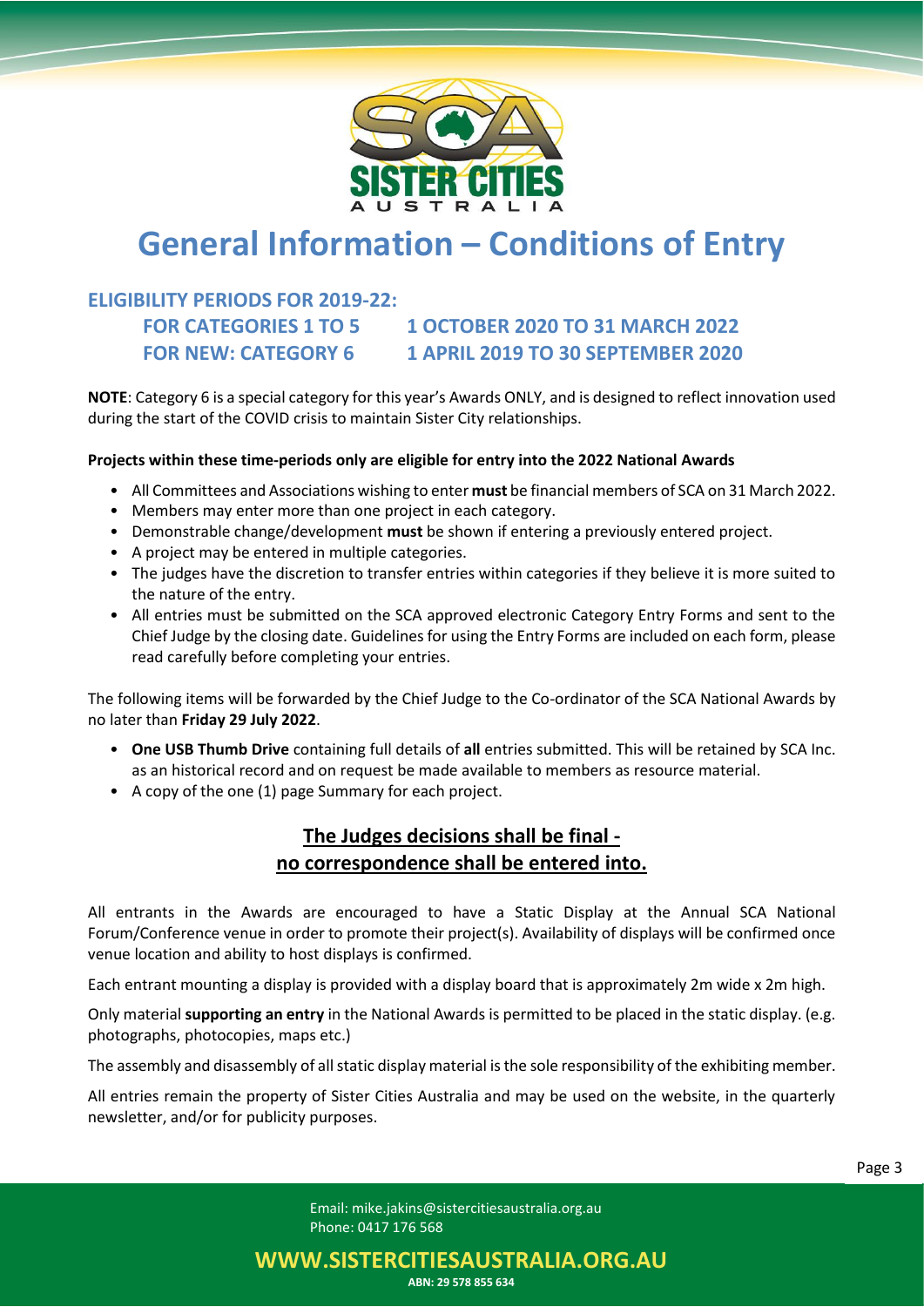# General Information – Conditions of Entry

## ELIGIBILITY PERIODS FOR 2019-22:

**FOR CATEGORIES 1 TO 5 — 1 OCTOBER 2020 TO 31 MARCH 2022**
**FOR NEW: CATEGORY 6 — 1 APRIL 2019 TO 30 SEPTEMBER 2020**

**NOTE**: Category 6 is a special category for this year's Awards ONLY, and is designed to reflect innovation used during the start of the COVID crisis to maintain Sister City relationships.

**Projects within these time-periods only are eligible for entry into the 2022 National Awards**

- All Committees and Associations wishing to enter **must** be financial members of SCA on 31 March 2022.
- Members may enter more than one project in each category.
- Demonstrable change/development **must** be shown if entering a previously entered project.
- A project may be entered in multiple categories.
- The judges have the discretion to transfer entries within categories if they believe it is more suited to the nature of the entry.
- All entries must be submitted on the SCA approved electronic Category Entry Forms and sent to the Chief Judge by the closing date. Guidelines for using the Entry Forms are included on each form, please read carefully before completing your entries.

The following items will be forwarded by the Chief Judge to the Co-ordinator of the SCA National Awards by no later than **Friday 29 July 2022**.

- **One USB Thumb Drive** containing full details of **all** entries submitted. This will be retained by SCA Inc. as an historical record and on request be made available to members as resource material.
- A copy of the one (1) page Summary for each project.

**The Judges decisions shall be final - no correspondence shall be entered into.**

All entrants in the Awards are encouraged to have a Static Display at the Annual SCA National Forum/Conference venue in order to promote their project(s). Availability of displays will be confirmed once venue location and ability to host displays is confirmed.

Each entrant mounting a display is provided with a display board that is approximately 2m wide x 2m high.

Only material **supporting an entry** in the National Awards is permitted to be placed in the static display. (e.g. photographs, photocopies, maps etc.)

The assembly and disassembly of all static display material is the sole responsibility of the exhibiting member.

All entries remain the property of Sister Cities Australia and may be used on the website, in the quarterly newsletter, and/or for publicity purposes.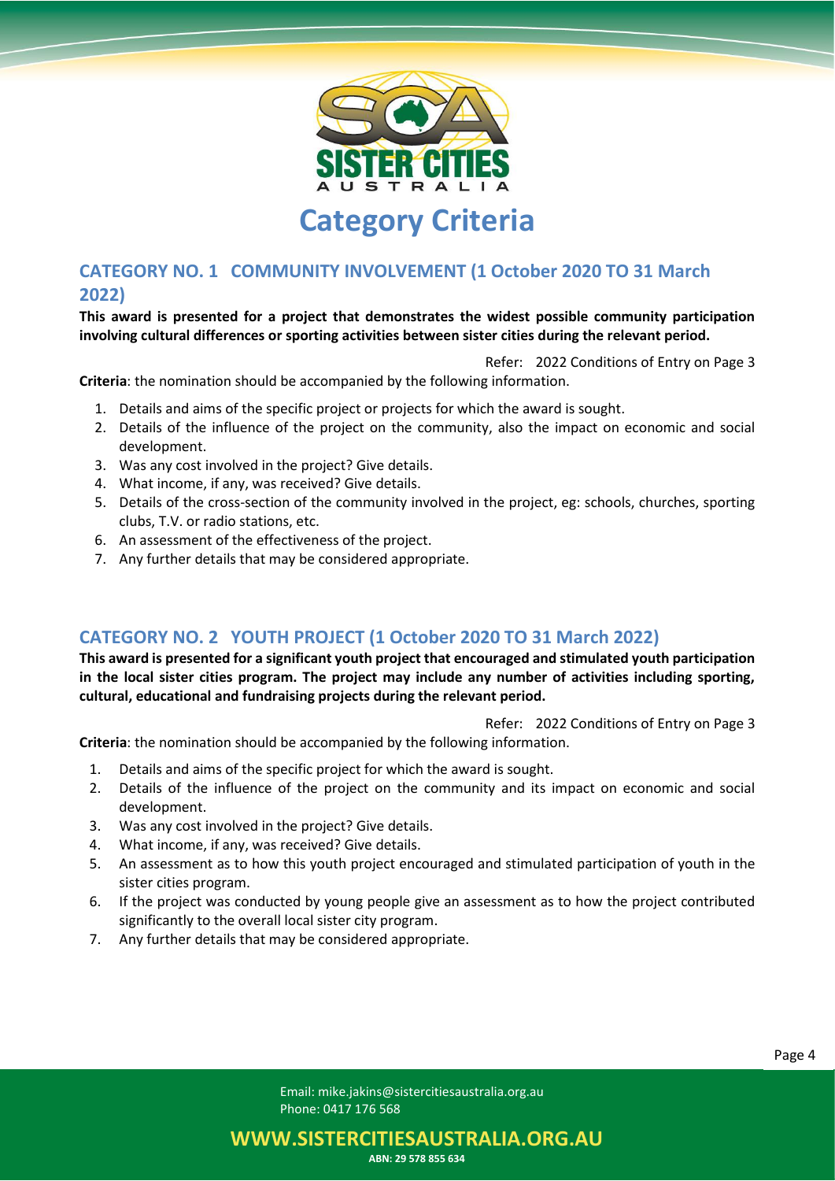# Category Criteria

## CATEGORY NO. 1 COMMUNITY INVOLVEMENT (1 October 2020 TO 31 March 2022)

**This award is presented for a project that demonstrates the widest possible community participation involving cultural differences or sporting activities between sister cities during the relevant period.**

Refer: 2022 Conditions of Entry on Page 3

**Criteria**: the nomination should be accompanied by the following information.

1. Details and aims of the specific project or projects for which the award is sought.
2. Details of the influence of the project on the community, also the impact on economic and social development.
3. Was any cost involved in the project? Give details.
4. What income, if any, was received? Give details.
5. Details of the cross-section of the community involved in the project, eg: schools, churches, sporting clubs, T.V. or radio stations, etc.
6. An assessment of the effectiveness of the project.
7. Any further details that may be considered appropriate.

## CATEGORY NO. 2 YOUTH PROJECT (1 October 2020 TO 31 March 2022)

**This award is presented for a significant youth project that encouraged and stimulated youth participation in the local sister cities program. The project may include any number of activities including sporting, cultural, educational and fundraising projects during the relevant period.**

Refer: 2022 Conditions of Entry on Page 3

**Criteria**: the nomination should be accompanied by the following information.

1. Details and aims of the specific project for which the award is sought.
2. Details of the influence of the project on the community and its impact on economic and social development.
3. Was any cost involved in the project? Give details.
4. What income, if any, was received? Give details.
5. An assessment as to how this youth project encouraged and stimulated participation of youth in the sister cities program.
6. If the project was conducted by young people give an assessment as to how the project contributed significantly to the overall local sister city program.
7. Any further details that may be considered appropriate.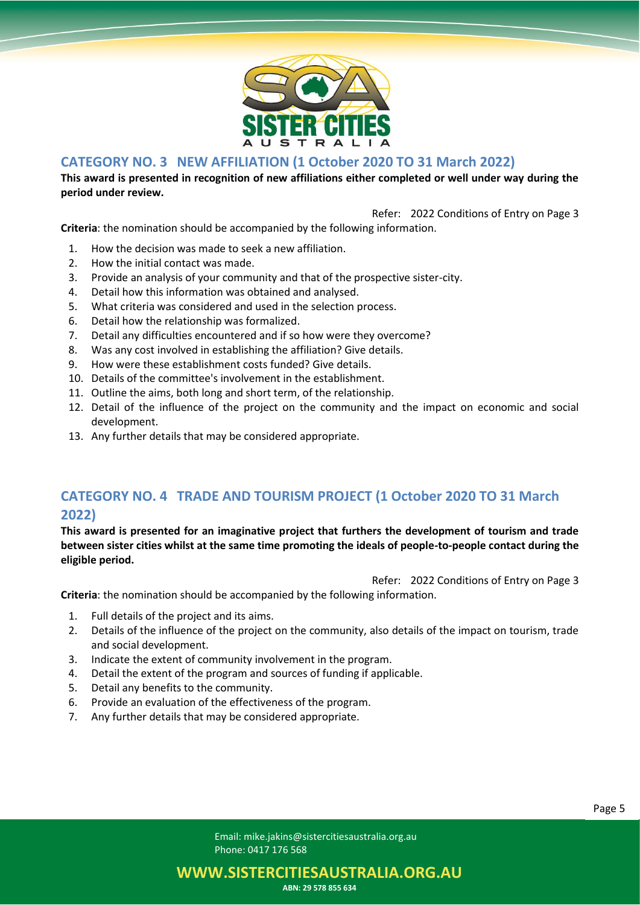## CATEGORY NO. 3 NEW AFFILIATION (1 October 2020 TO 31 March 2022)

**This award is presented in recognition of new affiliations either completed or well under way during the period under review.**

Refer: 2022 Conditions of Entry on Page 3

**Criteria**: the nomination should be accompanied by the following information.

1. How the decision was made to seek a new affiliation.
2. How the initial contact was made.
3. Provide an analysis of your community and that of the prospective sister-city.
4. Detail how this information was obtained and analysed.
5. What criteria was considered and used in the selection process.
6. Detail how the relationship was formalized.
7. Detail any difficulties encountered and if so how were they overcome?
8. Was any cost involved in establishing the affiliation? Give details.
9. How were these establishment costs funded? Give details.
10. Details of the committee's involvement in the establishment.
11. Outline the aims, both long and short term, of the relationship.
12. Detail of the influence of the project on the community and the impact on economic and social development.
13. Any further details that may be considered appropriate.

## CATEGORY NO. 4 TRADE AND TOURISM PROJECT (1 October 2020 TO 31 March 2022)

**This award is presented for an imaginative project that furthers the development of tourism and trade between sister cities whilst at the same time promoting the ideals of people-to-people contact during the eligible period.**

Refer: 2022 Conditions of Entry on Page 3

**Criteria**: the nomination should be accompanied by the following information.

1. Full details of the project and its aims.
2. Details of the influence of the project on the community, also details of the impact on tourism, trade and social development.
3. Indicate the extent of community involvement in the program.
4. Detail the extent of the program and sources of funding if applicable.
5. Detail any benefits to the community.
6. Provide an evaluation of the effectiveness of the program.
7. Any further details that may be considered appropriate.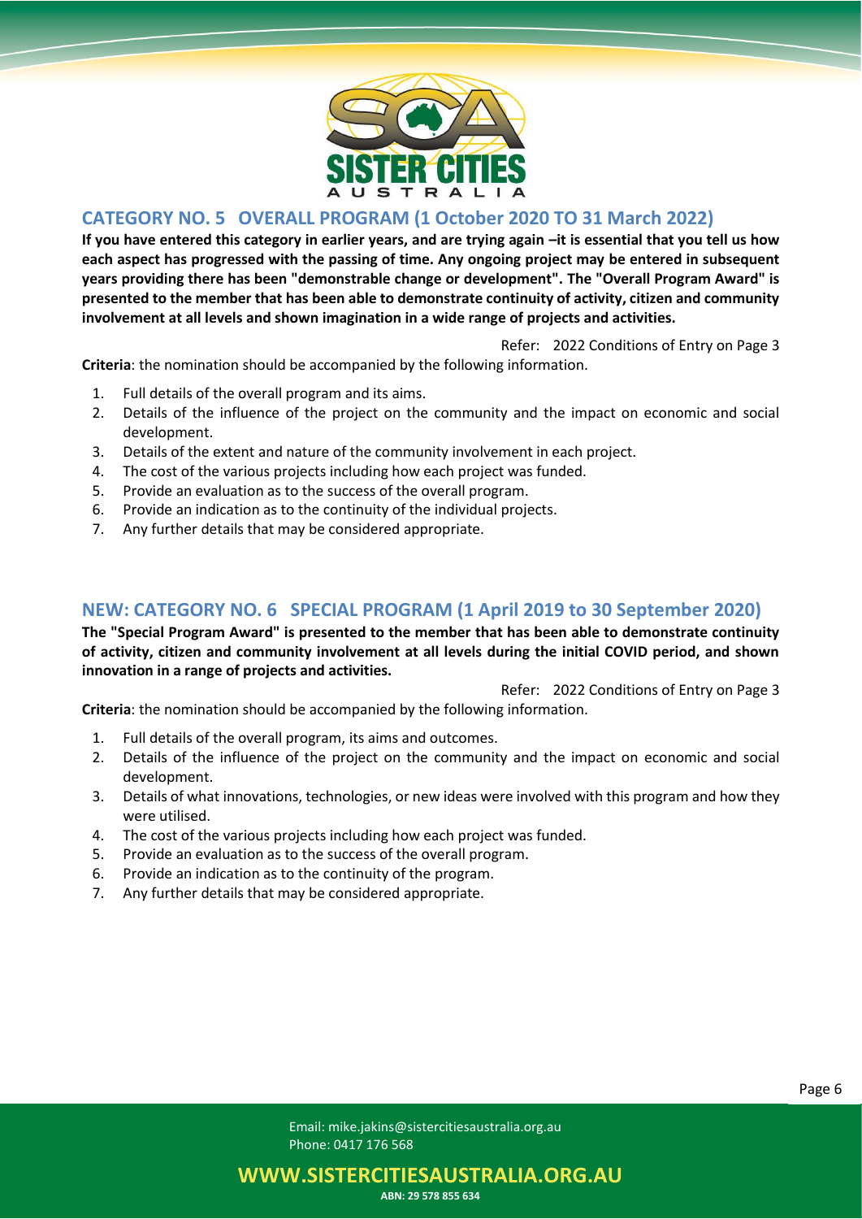## CATEGORY NO. 5 OVERALL PROGRAM (1 October 2020 TO 31 March 2022)

**If you have entered this category in earlier years, and are trying again –it is essential that you tell us how each aspect has progressed with the passing of time. Any ongoing project may be entered in subsequent years providing there has been "demonstrable change or development". The "Overall Program Award" is presented to the member that has been able to demonstrate continuity of activity, citizen and community involvement at all levels and shown imagination in a wide range of projects and activities.**

Refer: 2022 Conditions of Entry on Page 3

**Criteria**: the nomination should be accompanied by the following information.

1. Full details of the overall program and its aims.
2. Details of the influence of the project on the community and the impact on economic and social development.
3. Details of the extent and nature of the community involvement in each project.
4. The cost of the various projects including how each project was funded.
5. Provide an evaluation as to the success of the overall program.
6. Provide an indication as to the continuity of the individual projects.
7. Any further details that may be considered appropriate.

## NEW: CATEGORY NO. 6 SPECIAL PROGRAM (1 April 2019 to 30 September 2020)

**The "Special Program Award" is presented to the member that has been able to demonstrate continuity of activity, citizen and community involvement at all levels during the initial COVID period, and shown innovation in a range of projects and activities.**

Refer: 2022 Conditions of Entry on Page 3

**Criteria**: the nomination should be accompanied by the following information.

1. Full details of the overall program, its aims and outcomes.
2. Details of the influence of the project on the community and the impact on economic and social development.
3. Details of what innovations, technologies, or new ideas were involved with this program and how they were utilised.
4. The cost of the various projects including how each project was funded.
5. Provide an evaluation as to the success of the overall program.
6. Provide an indication as to the continuity of the program.
7. Any further details that may be considered appropriate.